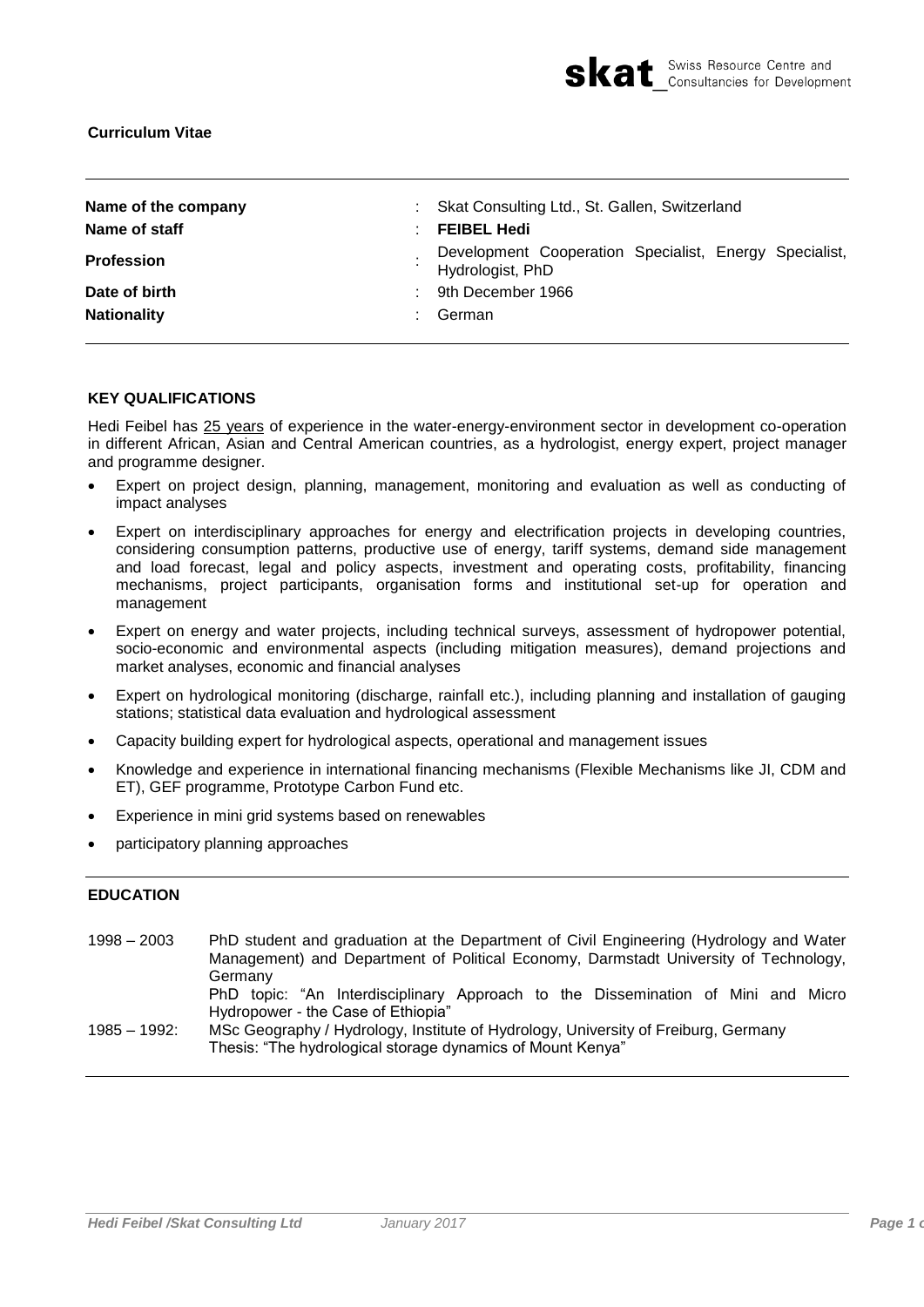**Curriculum Vitae**

| | | |
|---|---|---|
| **Name of the company** | : | Skat Consulting Ltd., St. Gallen, Switzerland |
| **Name of staff** | : | **FEIBEL Hedi** |
| **Profession** | : | Development Cooperation Specialist, Energy Specialist, Hydrologist, PhD |
| **Date of birth** | : | 9th December 1966 |
| **Nationality** | : | German |

## KEY QUALIFICATIONS

Hedi Feibel has 25 years of experience in the water-energy-environment sector in development co-operation in different African, Asian and Central American countries, as a hydrologist, energy expert, project manager and programme designer.

- Expert on project design, planning, management, monitoring and evaluation as well as conducting of impact analyses
- Expert on interdisciplinary approaches for energy and electrification projects in developing countries, considering consumption patterns, productive use of energy, tariff systems, demand side management and load forecast, legal and policy aspects, investment and operating costs, profitability, financing mechanisms, project participants, organisation forms and institutional set-up for operation and management
- Expert on energy and water projects, including technical surveys, assessment of hydropower potential, socio-economic and environmental aspects (including mitigation measures), demand projections and market analyses, economic and financial analyses
- Expert on hydrological monitoring (discharge, rainfall etc.), including planning and installation of gauging stations; statistical data evaluation and hydrological assessment
- Capacity building expert for hydrological aspects, operational and management issues
- Knowledge and experience in international financing mechanisms (Flexible Mechanisms like JI, CDM and ET), GEF programme, Prototype Carbon Fund etc.
- Experience in mini grid systems based on renewables
- participatory planning approaches

## EDUCATION

| | |
|---|---|
| 1998 – 2003 | PhD student and graduation at the Department of Civil Engineering (Hydrology and Water Management) and Department of Political Economy, Darmstadt University of Technology, Germany<br>PhD topic: "An Interdisciplinary Approach to the Dissemination of Mini and Micro Hydropower - the Case of Ethiopia" |
| 1985 – 1992: | MSc Geography / Hydrology, Institute of Hydrology, University of Freiburg, Germany<br>Thesis: "The hydrological storage dynamics of Mount Kenya" |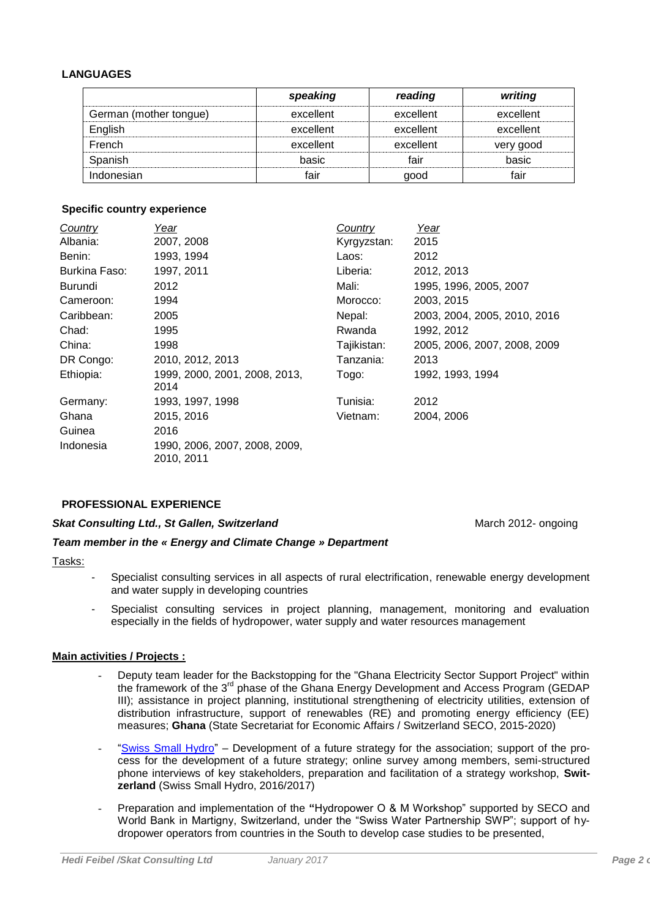**LANGUAGES**

| | *speaking* | *reading* | *writing* |
|---|---|---|---|
| German (mother tongue) | excellent | excellent | excellent |
| English | excellent | excellent | excellent |
| French | excellent | excellent | very good |
| Spanish | basic | fair | basic |
| Indonesian | fair | good | fair |

**Specific country experience**

| *Country* | *Year* | *Country* | *Year* |
|---|---|---|---|
| Albania: | 2007, 2008 | Kyrgyzstan: | 2015 |
| Benin: | 1993, 1994 | Laos: | 2012 |
| Burkina Faso: | 1997, 2011 | Liberia: | 2012, 2013 |
| Burundi | 2012 | Mali: | 1995, 1996, 2005, 2007 |
| Cameroon: | 1994 | Morocco: | 2003, 2015 |
| Caribbean: | 2005 | Nepal: | 2003, 2004, 2005, 2010, 2016 |
| Chad: | 1995 | Rwanda | 1992, 2012 |
| China: | 1998 | Tajikistan: | 2005, 2006, 2007, 2008, 2009 |
| DR Congo: | 2010, 2012, 2013 | Tanzania: | 2013 |
| Ethiopia: | 1999, 2000, 2001, 2008, 2013, 2014 | Togo: | 1992, 1993, 1994 |
| Germany: | 1993, 1997, 1998 | Tunisia: | 2012 |
| Ghana | 2015, 2016 | Vietnam: | 2004, 2006 |
| Guinea | 2016 | | |
| Indonesia | 1990, 2006, 2007, 2008, 2009, 2010, 2011 | | |

**PROFESSIONAL EXPERIENCE**

***Skat Consulting Ltd., St Gallen, Switzerland*** March 2012- ongoing

***Team member in the « Energy and Climate Change » Department***

Tasks:

- Specialist consulting services in all aspects of rural electrification, renewable energy development and water supply in developing countries
- Specialist consulting services in project planning, management, monitoring and evaluation especially in the fields of hydropower, water supply and water resources management

**Main activities / Projects :**

- Deputy team leader for the Backstopping for the "Ghana Electricity Sector Support Project" within the framework of the 3rd phase of the Ghana Energy Development and Access Program (GEDAP III); assistance in project planning, institutional strengthening of electricity utilities, extension of distribution infrastructure, support of renewables (RE) and promoting energy efficiency (EE) measures; **Ghana** (State Secretariat for Economic Affairs / Switzerland SECO, 2015-2020)
- "Swiss Small Hydro" – Development of a future strategy for the association; support of the process for the development of a future strategy; online survey among members, semi-structured phone interviews of key stakeholders, preparation and facilitation of a strategy workshop, **Switzerland** (Swiss Small Hydro, 2016/2017)
- Preparation and implementation of the "Hydropower O & M Workshop" supported by SECO and World Bank in Martigny, Switzerland, under the "Swiss Water Partnership SWP"; support of hydropower operators from countries in the South to develop case studies to be presented,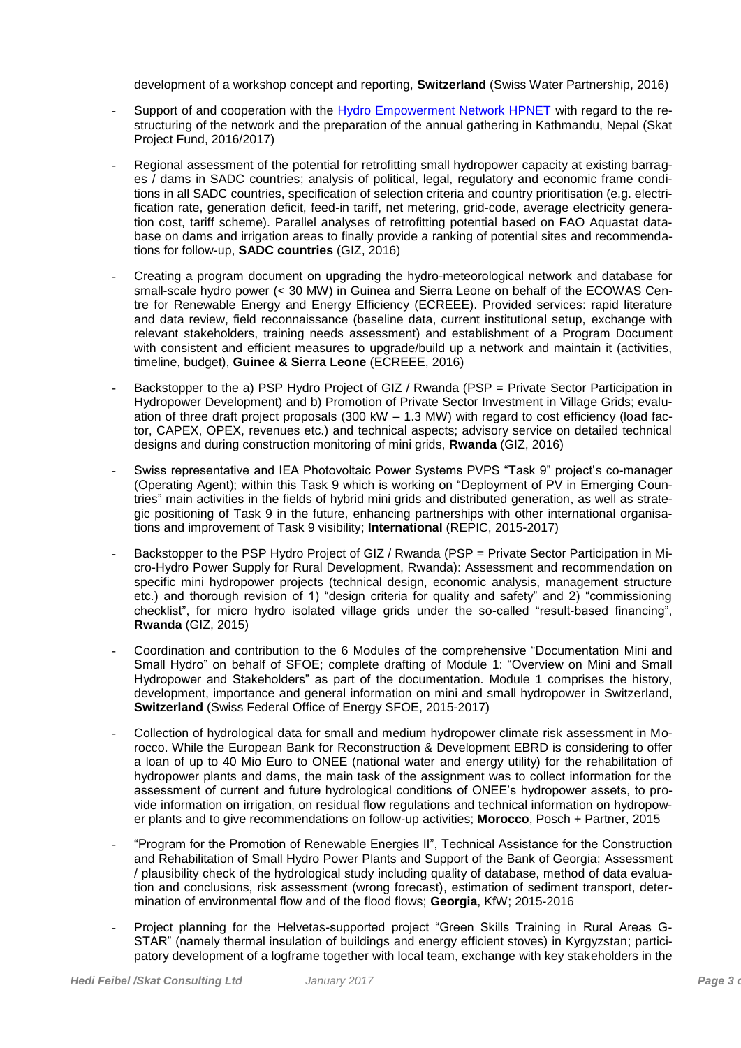development of a workshop concept and reporting, **Switzerland** (Swiss Water Partnership, 2016)

- Support of and cooperation with the [Hydro Empowerment Network HPNET](#) with regard to the restructuring of the network and the preparation of the annual gathering in Kathmandu, Nepal (Skat Project Fund, 2016/2017)
- Regional assessment of the potential for retrofitting small hydropower capacity at existing barrages / dams in SADC countries; analysis of political, legal, regulatory and economic frame conditions in all SADC countries, specification of selection criteria and country prioritisation (e.g. electrification rate, generation deficit, feed-in tariff, net metering, grid-code, average electricity generation cost, tariff scheme). Parallel analyses of retrofitting potential based on FAO Aquastat database on dams and irrigation areas to finally provide a ranking of potential sites and recommendations for follow-up, **SADC countries** (GIZ, 2016)
- Creating a program document on upgrading the hydro-meteorological network and database for small-scale hydro power (< 30 MW) in Guinea and Sierra Leone on behalf of the ECOWAS Centre for Renewable Energy and Energy Efficiency (ECREEE). Provided services: rapid literature and data review, field reconnaissance (baseline data, current institutional setup, exchange with relevant stakeholders, training needs assessment) and establishment of a Program Document with consistent and efficient measures to upgrade/build up a network and maintain it (activities, timeline, budget), **Guinee & Sierra Leone** (ECREEE, 2016)
- Backstopper to the a) PSP Hydro Project of GIZ / Rwanda (PSP = Private Sector Participation in Hydropower Development) and b) Promotion of Private Sector Investment in Village Grids; evaluation of three draft project proposals (300 kW – 1.3 MW) with regard to cost efficiency (load factor, CAPEX, OPEX, revenues etc.) and technical aspects; advisory service on detailed technical designs and during construction monitoring of mini grids, **Rwanda** (GIZ, 2016)
- Swiss representative and IEA Photovoltaic Power Systems PVPS "Task 9" project's co-manager (Operating Agent); within this Task 9 which is working on "Deployment of PV in Emerging Countries" main activities in the fields of hybrid mini grids and distributed generation, as well as strategic positioning of Task 9 in the future, enhancing partnerships with other international organisations and improvement of Task 9 visibility; **International** (REPIC, 2015-2017)
- Backstopper to the PSP Hydro Project of GIZ / Rwanda (PSP = Private Sector Participation in Micro-Hydro Power Supply for Rural Development, Rwanda): Assessment and recommendation on specific mini hydropower projects (technical design, economic analysis, management structure etc.) and thorough revision of 1) "design criteria for quality and safety" and 2) "commissioning checklist", for micro hydro isolated village grids under the so-called "result-based financing", **Rwanda** (GIZ, 2015)
- Coordination and contribution to the 6 Modules of the comprehensive "Documentation Mini and Small Hydro" on behalf of SFOE; complete drafting of Module 1: "Overview on Mini and Small Hydropower and Stakeholders" as part of the documentation. Module 1 comprises the history, development, importance and general information on mini and small hydropower in Switzerland, **Switzerland** (Swiss Federal Office of Energy SFOE, 2015-2017)
- Collection of hydrological data for small and medium hydropower climate risk assessment in Morocco. While the European Bank for Reconstruction & Development EBRD is considering to offer a loan of up to 40 Mio Euro to ONEE (national water and energy utility) for the rehabilitation of hydropower plants and dams, the main task of the assignment was to collect information for the assessment of current and future hydrological conditions of ONEE's hydropower assets, to provide information on irrigation, on residual flow regulations and technical information on hydropower plants and to give recommendations on follow-up activities; **Morocco**, Posch + Partner, 2015
- "Program for the Promotion of Renewable Energies II", Technical Assistance for the Construction and Rehabilitation of Small Hydro Power Plants and Support of the Bank of Georgia; Assessment / plausibility check of the hydrological study including quality of database, method of data evaluation and conclusions, risk assessment (wrong forecast), estimation of sediment transport, determination of environmental flow and of the flood flows; **Georgia**, KfW; 2015-2016
- Project planning for the Helvetas-supported project "Green Skills Training in Rural Areas G-STAR" (namely thermal insulation of buildings and energy efficient stoves) in Kyrgyzstan; participatory development of a logframe together with local team, exchange with key stakeholders in the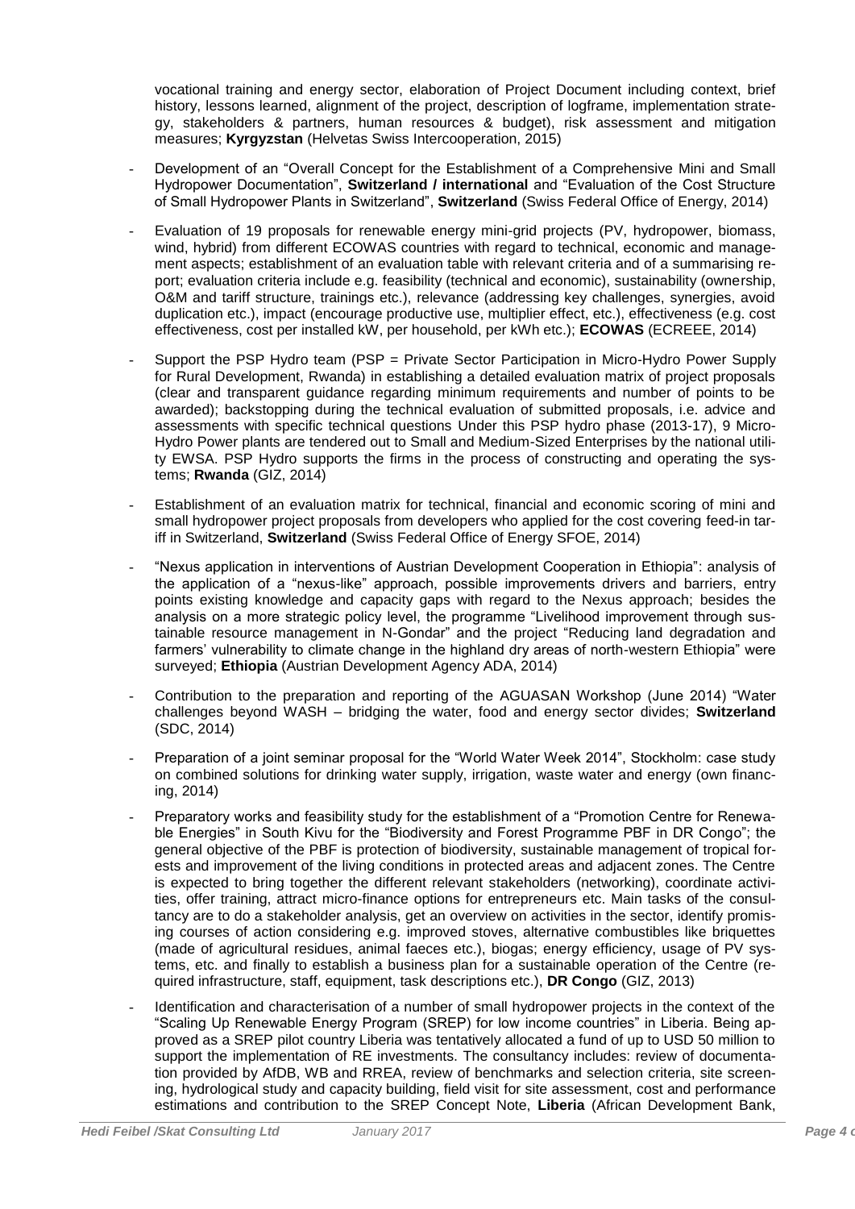vocational training and energy sector, elaboration of Project Document including context, brief history, lessons learned, alignment of the project, description of logframe, implementation strategy, stakeholders & partners, human resources & budget), risk assessment and mitigation measures; **Kyrgyzstan** (Helvetas Swiss Intercooperation, 2015)

- Development of an "Overall Concept for the Establishment of a Comprehensive Mini and Small Hydropower Documentation", **Switzerland / international** and "Evaluation of the Cost Structure of Small Hydropower Plants in Switzerland", **Switzerland** (Swiss Federal Office of Energy, 2014)
- Evaluation of 19 proposals for renewable energy mini-grid projects (PV, hydropower, biomass, wind, hybrid) from different ECOWAS countries with regard to technical, economic and management aspects; establishment of an evaluation table with relevant criteria and of a summarising report; evaluation criteria include e.g. feasibility (technical and economic), sustainability (ownership, O&M and tariff structure, trainings etc.), relevance (addressing key challenges, synergies, avoid duplication etc.), impact (encourage productive use, multiplier effect, etc.), effectiveness (e.g. cost effectiveness, cost per installed kW, per household, per kWh etc.); **ECOWAS** (ECREEE, 2014)
- Support the PSP Hydro team (PSP = Private Sector Participation in Micro-Hydro Power Supply for Rural Development, Rwanda) in establishing a detailed evaluation matrix of project proposals (clear and transparent guidance regarding minimum requirements and number of points to be awarded); backstopping during the technical evaluation of submitted proposals, i.e. advice and assessments with specific technical questions Under this PSP hydro phase (2013-17), 9 Micro-Hydro Power plants are tendered out to Small and Medium-Sized Enterprises by the national utility EWSA. PSP Hydro supports the firms in the process of constructing and operating the systems; **Rwanda** (GIZ, 2014)
- Establishment of an evaluation matrix for technical, financial and economic scoring of mini and small hydropower project proposals from developers who applied for the cost covering feed-in tariff in Switzerland, **Switzerland** (Swiss Federal Office of Energy SFOE, 2014)
- "Nexus application in interventions of Austrian Development Cooperation in Ethiopia": analysis of the application of a "nexus-like" approach, possible improvements drivers and barriers, entry points existing knowledge and capacity gaps with regard to the Nexus approach; besides the analysis on a more strategic policy level, the programme "Livelihood improvement through sustainable resource management in N-Gondar" and the project "Reducing land degradation and farmers' vulnerability to climate change in the highland dry areas of north-western Ethiopia" were surveyed; **Ethiopia** (Austrian Development Agency ADA, 2014)
- Contribution to the preparation and reporting of the AGUASAN Workshop (June 2014) "Water challenges beyond WASH – bridging the water, food and energy sector divides; **Switzerland** (SDC, 2014)
- Preparation of a joint seminar proposal for the "World Water Week 2014", Stockholm: case study on combined solutions for drinking water supply, irrigation, waste water and energy (own financing, 2014)
- Preparatory works and feasibility study for the establishment of a "Promotion Centre for Renewable Energies" in South Kivu for the "Biodiversity and Forest Programme PBF in DR Congo"; the general objective of the PBF is protection of biodiversity, sustainable management of tropical forests and improvement of the living conditions in protected areas and adjacent zones. The Centre is expected to bring together the different relevant stakeholders (networking), coordinate activities, offer training, attract micro-finance options for entrepreneurs etc. Main tasks of the consultancy are to do a stakeholder analysis, get an overview on activities in the sector, identify promising courses of action considering e.g. improved stoves, alternative combustibles like briquettes (made of agricultural residues, animal faeces etc.), biogas; energy efficiency, usage of PV systems, etc. and finally to establish a business plan for a sustainable operation of the Centre (required infrastructure, staff, equipment, task descriptions etc.), **DR Congo** (GIZ, 2013)
- Identification and characterisation of a number of small hydropower projects in the context of the "Scaling Up Renewable Energy Program (SREP) for low income countries" in Liberia. Being approved as a SREP pilot country Liberia was tentatively allocated a fund of up to USD 50 million to support the implementation of RE investments. The consultancy includes: review of documentation provided by AfDB, WB and RREA, review of benchmarks and selection criteria, site screening, hydrological study and capacity building, field visit for site assessment, cost and performance estimations and contribution to the SREP Concept Note, **Liberia** (African Development Bank,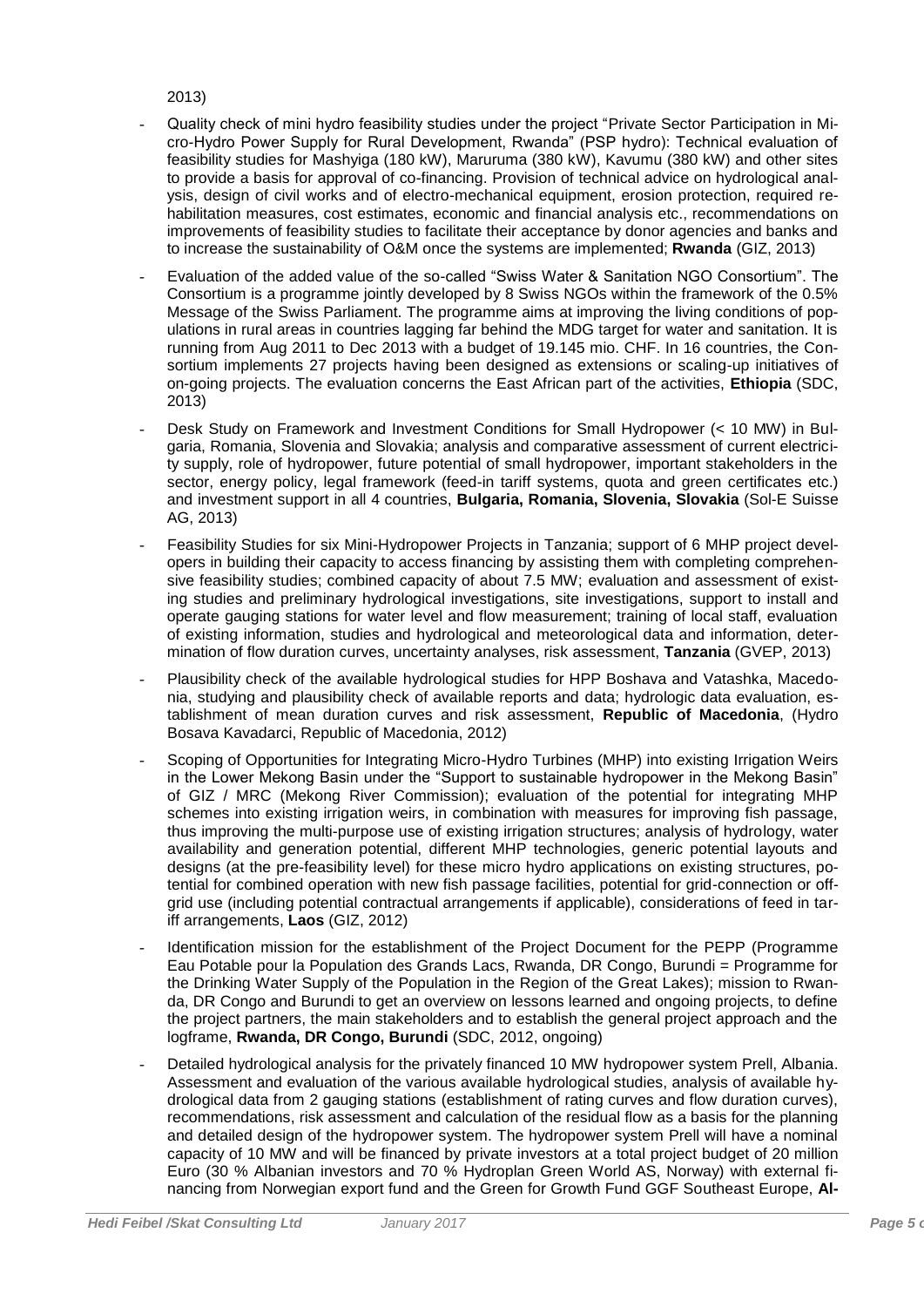2013)

- Quality check of mini hydro feasibility studies under the project "Private Sector Participation in Micro-Hydro Power Supply for Rural Development, Rwanda" (PSP hydro): Technical evaluation of feasibility studies for Mashyiga (180 kW), Maruruma (380 kW), Kavumu (380 kW) and other sites to provide a basis for approval of co-financing. Provision of technical advice on hydrological analysis, design of civil works and of electro-mechanical equipment, erosion protection, required rehabilitation measures, cost estimates, economic and financial analysis etc., recommendations on improvements of feasibility studies to facilitate their acceptance by donor agencies and banks and to increase the sustainability of O&M once the systems are implemented; **Rwanda** (GIZ, 2013)
- Evaluation of the added value of the so-called "Swiss Water & Sanitation NGO Consortium". The Consortium is a programme jointly developed by 8 Swiss NGOs within the framework of the 0.5% Message of the Swiss Parliament. The programme aims at improving the living conditions of populations in rural areas in countries lagging far behind the MDG target for water and sanitation. It is running from Aug 2011 to Dec 2013 with a budget of 19.145 mio. CHF. In 16 countries, the Consortium implements 27 projects having been designed as extensions or scaling-up initiatives of on-going projects. The evaluation concerns the East African part of the activities, **Ethiopia** (SDC, 2013)
- Desk Study on Framework and Investment Conditions for Small Hydropower (< 10 MW) in Bulgaria, Romania, Slovenia and Slovakia; analysis and comparative assessment of current electricity supply, role of hydropower, future potential of small hydropower, important stakeholders in the sector, energy policy, legal framework (feed-in tariff systems, quota and green certificates etc.) and investment support in all 4 countries, **Bulgaria, Romania, Slovenia, Slovakia** (Sol-E Suisse AG, 2013)
- Feasibility Studies for six Mini-Hydropower Projects in Tanzania; support of 6 MHP project developers in building their capacity to access financing by assisting them with completing comprehensive feasibility studies; combined capacity of about 7.5 MW; evaluation and assessment of existing studies and preliminary hydrological investigations, site investigations, support to install and operate gauging stations for water level and flow measurement; training of local staff, evaluation of existing information, studies and hydrological and meteorological data and information, determination of flow duration curves, uncertainty analyses, risk assessment, **Tanzania** (GVEP, 2013)
- Plausibility check of the available hydrological studies for HPP Boshava and Vatashka, Macedonia, studying and plausibility check of available reports and data; hydrologic data evaluation, establishment of mean duration curves and risk assessment, **Republic of Macedonia**, (Hydro Bosava Kavadarci, Republic of Macedonia, 2012)
- Scoping of Opportunities for Integrating Micro-Hydro Turbines (MHP) into existing Irrigation Weirs in the Lower Mekong Basin under the "Support to sustainable hydropower in the Mekong Basin" of GIZ / MRC (Mekong River Commission); evaluation of the potential for integrating MHP schemes into existing irrigation weirs, in combination with measures for improving fish passage, thus improving the multi-purpose use of existing irrigation structures; analysis of hydrology, water availability and generation potential, different MHP technologies, generic potential layouts and designs (at the pre-feasibility level) for these micro hydro applications on existing structures, potential for combined operation with new fish passage facilities, potential for grid-connection or off-grid use (including potential contractual arrangements if applicable), considerations of feed in tariff arrangements, **Laos** (GIZ, 2012)
- Identification mission for the establishment of the Project Document for the PEPP (Programme Eau Potable pour la Population des Grands Lacs, Rwanda, DR Congo, Burundi = Programme for the Drinking Water Supply of the Population in the Region of the Great Lakes); mission to Rwanda, DR Congo and Burundi to get an overview on lessons learned and ongoing projects, to define the project partners, the main stakeholders and to establish the general project approach and the logframe, **Rwanda, DR Congo, Burundi** (SDC, 2012, ongoing)
- Detailed hydrological analysis for the privately financed 10 MW hydropower system Prell, Albania. Assessment and evaluation of the various available hydrological studies, analysis of available hydrological data from 2 gauging stations (establishment of rating curves and flow duration curves), recommendations, risk assessment and calculation of the residual flow as a basis for the planning and detailed design of the hydropower system. The hydropower system Prell will have a nominal capacity of 10 MW and will be financed by private investors at a total project budget of 20 million Euro (30 % Albanian investors and 70 % Hydroplan Green World AS, Norway) with external financing from Norwegian export fund and the Green for Growth Fund GGF Southeast Europe, **Al-**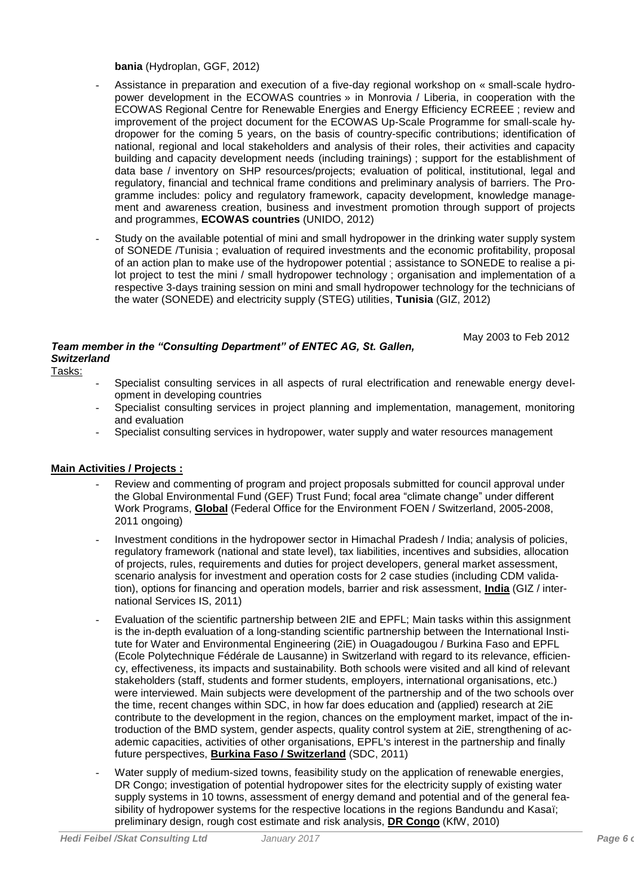**bania** (Hydroplan, GGF, 2012)

- Assistance in preparation and execution of a five-day regional workshop on « small-scale hydropower development in the ECOWAS countries » in Monrovia / Liberia, in cooperation with the ECOWAS Regional Centre for Renewable Energies and Energy Efficiency ECREEE ; review and improvement of the project document for the ECOWAS Up-Scale Programme for small-scale hydropower for the coming 5 years, on the basis of country-specific contributions; identification of national, regional and local stakeholders and analysis of their roles, their activities and capacity building and capacity development needs (including trainings) ; support for the establishment of data base / inventory on SHP resources/projects; evaluation of political, institutional, legal and regulatory, financial and technical frame conditions and preliminary analysis of barriers. The Programme includes: policy and regulatory framework, capacity development, knowledge management and awareness creation, business and investment promotion through support of projects and programmes, **ECOWAS countries** (UNIDO, 2012)
- Study on the available potential of mini and small hydropower in the drinking water supply system of SONEDE /Tunisia ; evaluation of required investments and the economic profitability, proposal of an action plan to make use of the hydropower potential ; assistance to SONEDE to realise a pilot project to test the mini / small hydropower technology ; organisation and implementation of a respective 3-days training session on mini and small hydropower technology for the technicians of the water (SONEDE) and electricity supply (STEG) utilities, **Tunisia** (GIZ, 2012)

May 2003 to Feb 2012

***Team member in the "Consulting Department" of ENTEC AG, St. Gallen, Switzerland***

Tasks:

- Specialist consulting services in all aspects of rural electrification and renewable energy development in developing countries
- Specialist consulting services in project planning and implementation, management, monitoring and evaluation
- Specialist consulting services in hydropower, water supply and water resources management

**Main Activities / Projects :**

- Review and commenting of program and project proposals submitted for council approval under the Global Environmental Fund (GEF) Trust Fund; focal area "climate change" under different Work Programs, **Global** (Federal Office for the Environment FOEN / Switzerland, 2005-2008, 2011 ongoing)
- Investment conditions in the hydropower sector in Himachal Pradesh / India; analysis of policies, regulatory framework (national and state level), tax liabilities, incentives and subsidies, allocation of projects, rules, requirements and duties for project developers, general market assessment, scenario analysis for investment and operation costs for 2 case studies (including CDM validation), options for financing and operation models, barrier and risk assessment, **India** (GIZ / international Services IS, 2011)
- Evaluation of the scientific partnership between 2IE and EPFL; Main tasks within this assignment is the in-depth evaluation of a long-standing scientific partnership between the International Institute for Water and Environmental Engineering (2iE) in Ouagadougou / Burkina Faso and EPFL (Ecole Polytechnique Fédérale de Lausanne) in Switzerland with regard to its relevance, efficiency, effectiveness, its impacts and sustainability. Both schools were visited and all kind of relevant stakeholders (staff, students and former students, employers, international organisations, etc.) were interviewed. Main subjects were development of the partnership and of the two schools over the time, recent changes within SDC, in how far does education and (applied) research at 2iE contribute to the development in the region, chances on the employment market, impact of the introduction of the BMD system, gender aspects, quality control system at 2iE, strengthening of academic capacities, activities of other organisations, EPFL's interest in the partnership and finally future perspectives, **Burkina Faso / Switzerland** (SDC, 2011)
- Water supply of medium-sized towns, feasibility study on the application of renewable energies, DR Congo; investigation of potential hydropower sites for the electricity supply of existing water supply systems in 10 towns, assessment of energy demand and potential and of the general feasibility of hydropower systems for the respective locations in the regions Bandundu and Kasaï; preliminary design, rough cost estimate and risk analysis, **DR Congo** (KfW, 2010)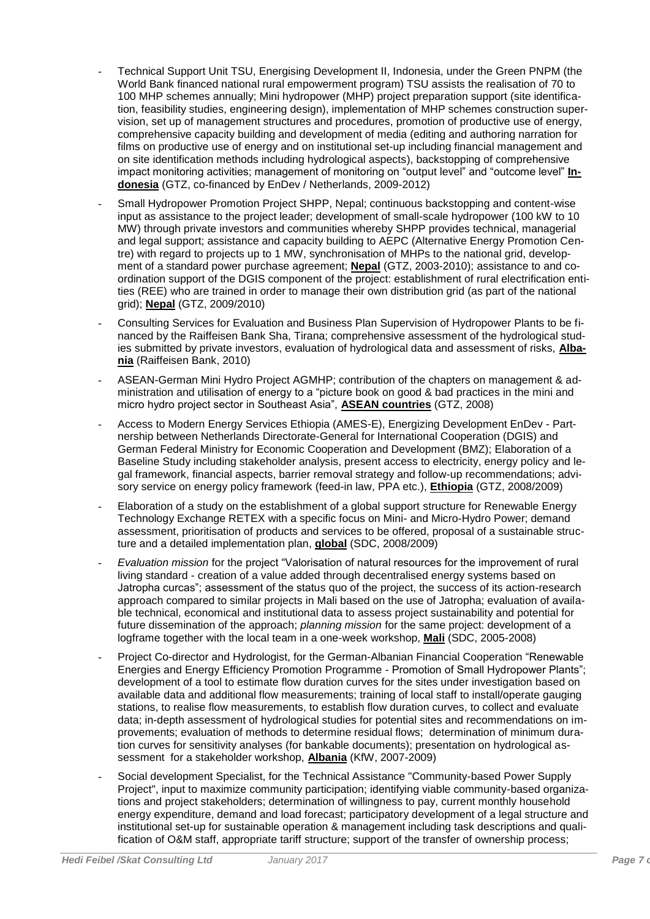- Technical Support Unit TSU, Energising Development II, Indonesia, under the Green PNPM (the World Bank financed national rural empowerment program) TSU assists the realisation of 70 to 100 MHP schemes annually; Mini hydropower (MHP) project preparation support (site identification, feasibility studies, engineering design), implementation of MHP schemes construction supervision, set up of management structures and procedures, promotion of productive use of energy, comprehensive capacity building and development of media (editing and authoring narration for films on productive use of energy and on institutional set-up including financial management and on site identification methods including hydrological aspects), backstopping of comprehensive impact monitoring activities; management of monitoring on "output level" and "outcome level" **Indonesia** (GTZ, co-financed by EnDev / Netherlands, 2009-2012)
- Small Hydropower Promotion Project SHPP, Nepal; continuous backstopping and content-wise input as assistance to the project leader; development of small-scale hydropower (100 kW to 10 MW) through private investors and communities whereby SHPP provides technical, managerial and legal support; assistance and capacity building to AEPC (Alternative Energy Promotion Centre) with regard to projects up to 1 MW, synchronisation of MHPs to the national grid, development of a standard power purchase agreement; **Nepal** (GTZ, 2003-2010); assistance to and coordination support of the DGIS component of the project: establishment of rural electrification entities (REE) who are trained in order to manage their own distribution grid (as part of the national grid); **Nepal** (GTZ, 2009/2010)
- Consulting Services for Evaluation and Business Plan Supervision of Hydropower Plants to be financed by the Raiffeisen Bank Sha, Tirana; comprehensive assessment of the hydrological studies submitted by private investors, evaluation of hydrological data and assessment of risks, **Albania** (Raiffeisen Bank, 2010)
- ASEAN-German Mini Hydro Project AGMHP; contribution of the chapters on management & administration and utilisation of energy to a "picture book on good & bad practices in the mini and micro hydro project sector in Southeast Asia", **ASEAN countries** (GTZ, 2008)
- Access to Modern Energy Services Ethiopia (AMES-E), Energizing Development EnDev - Partnership between Netherlands Directorate-General for International Cooperation (DGIS) and German Federal Ministry for Economic Cooperation and Development (BMZ); Elaboration of a Baseline Study including stakeholder analysis, present access to electricity, energy policy and legal framework, financial aspects, barrier removal strategy and follow-up recommendations; advisory service on energy policy framework (feed-in law, PPA etc.), **Ethiopia** (GTZ, 2008/2009)
- Elaboration of a study on the establishment of a global support structure for Renewable Energy Technology Exchange RETEX with a specific focus on Mini- and Micro-Hydro Power; demand assessment, prioritisation of products and services to be offered, proposal of a sustainable structure and a detailed implementation plan, **global** (SDC, 2008/2009)
- *Evaluation mission* for the project "Valorisation of natural resources for the improvement of rural living standard - creation of a value added through decentralised energy systems based on Jatropha curcas"; assessment of the status quo of the project, the success of its action-research approach compared to similar projects in Mali based on the use of Jatropha; evaluation of available technical, economical and institutional data to assess project sustainability and potential for future dissemination of the approach; *planning mission* for the same project: development of a logframe together with the local team in a one-week workshop, **Mali** (SDC, 2005-2008)
- Project Co-director and Hydrologist, for the German-Albanian Financial Cooperation "Renewable Energies and Energy Efficiency Promotion Programme - Promotion of Small Hydropower Plants"; development of a tool to estimate flow duration curves for the sites under investigation based on available data and additional flow measurements; training of local staff to install/operate gauging stations, to realise flow measurements, to establish flow duration curves, to collect and evaluate data; in-depth assessment of hydrological studies for potential sites and recommendations on improvements; evaluation of methods to determine residual flows; determination of minimum duration curves for sensitivity analyses (for bankable documents); presentation on hydrological assessment for a stakeholder workshop, **Albania** (KfW, 2007-2009)
- Social development Specialist, for the Technical Assistance "Community-based Power Supply Project", input to maximize community participation; identifying viable community-based organizations and project stakeholders; determination of willingness to pay, current monthly household energy expenditure, demand and load forecast; participatory development of a legal structure and institutional set-up for sustainable operation & management including task descriptions and qualification of O&M staff, appropriate tariff structure; support of the transfer of ownership process;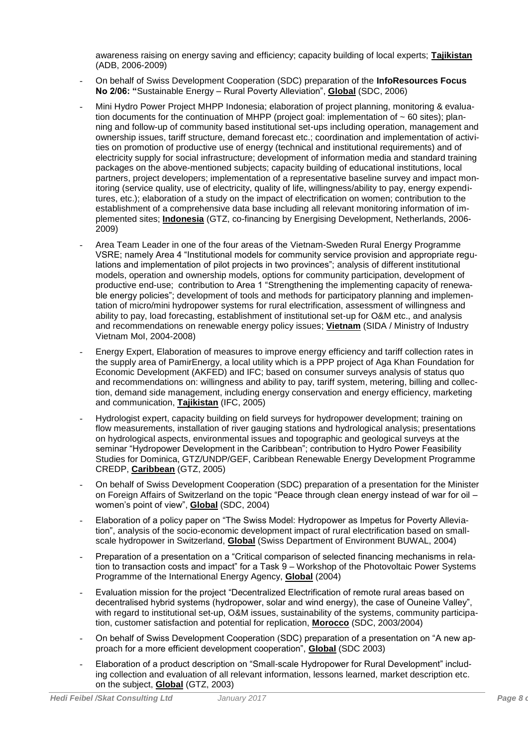awareness raising on energy saving and efficiency; capacity building of local experts; **Tajikistan** (ADB, 2006-2009)

- On behalf of Swiss Development Cooperation (SDC) preparation of the **InfoResources Focus No 2/06: "**Sustainable Energy – Rural Poverty Alleviation", **Global** (SDC, 2006)
- Mini Hydro Power Project MHPP Indonesia; elaboration of project planning, monitoring & evaluation documents for the continuation of MHPP (project goal: implementation of ~ 60 sites); planning and follow-up of community based institutional set-ups including operation, management and ownership issues, tariff structure, demand forecast etc.; coordination and implementation of activities on promotion of productive use of energy (technical and institutional requirements) and of electricity supply for social infrastructure; development of information media and standard training packages on the above-mentioned subjects; capacity building of educational institutions, local partners, project developers; implementation of a representative baseline survey and impact monitoring (service quality, use of electricity, quality of life, willingness/ability to pay, energy expenditures, etc.); elaboration of a study on the impact of electrification on women; contribution to the establishment of a comprehensive data base including all relevant monitoring information of implemented sites; **Indonesia** (GTZ, co-financing by Energising Development, Netherlands, 2006-2009)
- Area Team Leader in one of the four areas of the Vietnam-Sweden Rural Energy Programme VSRE; namely Area 4 "Institutional models for community service provision and appropriate regulations and implementation of pilot projects in two provinces"; analysis of different institutional models, operation and ownership models, options for community participation, development of productive end-use; contribution to Area 1 "Strengthening the implementing capacity of renewable energy policies"; development of tools and methods for participatory planning and implementation of micro/mini hydropower systems for rural electrification, assessment of willingness and ability to pay, load forecasting, establishment of institutional set-up for O&M etc., and analysis and recommendations on renewable energy policy issues; **Vietnam** (SIDA / Ministry of Industry Vietnam MoI, 2004-2008)
- Energy Expert, Elaboration of measures to improve energy efficiency and tariff collection rates in the supply area of PamirEnergy, a local utility which is a PPP project of Aga Khan Foundation for Economic Development (AKFED) and IFC; based on consumer surveys analysis of status quo and recommendations on: willingness and ability to pay, tariff system, metering, billing and collection, demand side management, including energy conservation and energy efficiency, marketing and communication, **Tajikistan** (IFC, 2005)
- Hydrologist expert, capacity building on field surveys for hydropower development; training on flow measurements, installation of river gauging stations and hydrological analysis; presentations on hydrological aspects, environmental issues and topographic and geological surveys at the seminar "Hydropower Development in the Caribbean"; contribution to Hydro Power Feasibility Studies for Dominica, GTZ/UNDP/GEF, Caribbean Renewable Energy Development Programme CREDP, **Caribbean** (GTZ, 2005)
- On behalf of Swiss Development Cooperation (SDC) preparation of a presentation for the Minister on Foreign Affairs of Switzerland on the topic "Peace through clean energy instead of war for oil – women's point of view", **Global** (SDC, 2004)
- Elaboration of a policy paper on "The Swiss Model: Hydropower as Impetus for Poverty Alleviation", analysis of the socio-economic development impact of rural electrification based on small-scale hydropower in Switzerland, **Global** (Swiss Department of Environment BUWAL, 2004)
- Preparation of a presentation on a "Critical comparison of selected financing mechanisms in relation to transaction costs and impact" for a Task 9 – Workshop of the Photovoltaic Power Systems Programme of the International Energy Agency, **Global** (2004)
- Evaluation mission for the project "Decentralized Electrification of remote rural areas based on decentralised hybrid systems (hydropower, solar and wind energy), the case of Ouneine Valley", with regard to institutional set-up, O&M issues, sustainability of the systems, community participation, customer satisfaction and potential for replication, **Morocco** (SDC, 2003/2004)
- On behalf of Swiss Development Cooperation (SDC) preparation of a presentation on "A new approach for a more efficient development cooperation", **Global** (SDC 2003)
- Elaboration of a product description on "Small-scale Hydropower for Rural Development" including collection and evaluation of all relevant information, lessons learned, market description etc. on the subject, **Global** (GTZ, 2003)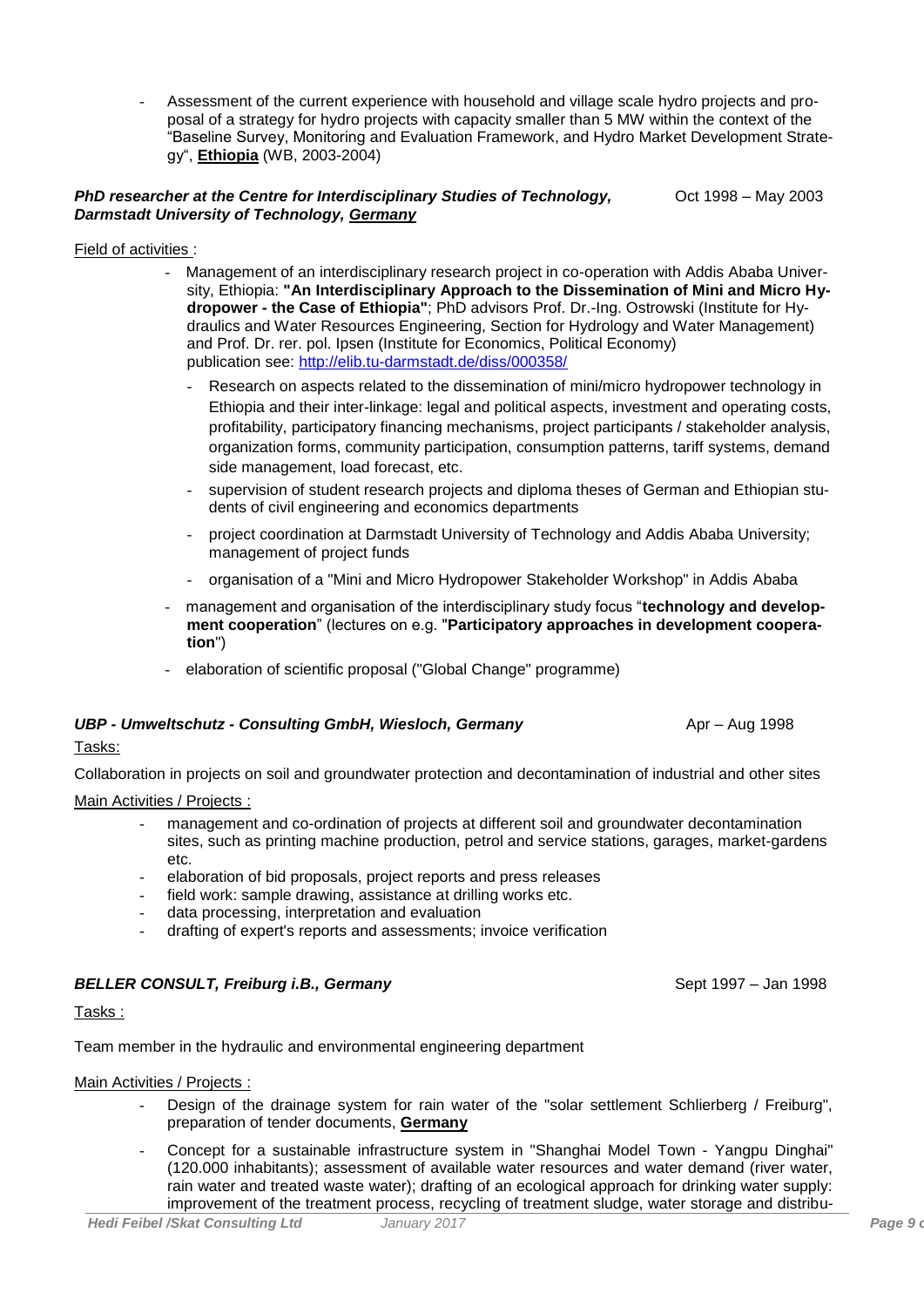- Assessment of the current experience with household and village scale hydro projects and proposal of a strategy for hydro projects with capacity smaller than 5 MW within the context of the "Baseline Survey, Monitoring and Evaluation Framework, and Hydro Market Development Strategy", **Ethiopia** (WB, 2003-2004)

***PhD researcher at the Centre for Interdisciplinary Studies of Technology, Darmstadt University of Technology, Germany*** Oct 1998 – May 2003

Field of activities :

- Management of an interdisciplinary research project in co-operation with Addis Ababa University, Ethiopia: **"An Interdisciplinary Approach to the Dissemination of Mini and Micro Hydropower - the Case of Ethiopia"**; PhD advisors Prof. Dr.-Ing. Ostrowski (Institute for Hydraulics and Water Resources Engineering, Section for Hydrology and Water Management) and Prof. Dr. rer. pol. Ipsen (Institute for Economics, Political Economy) publication see: http://elib.tu-darmstadt.de/diss/000358/
  - Research on aspects related to the dissemination of mini/micro hydropower technology in Ethiopia and their inter-linkage: legal and political aspects, investment and operating costs, profitability, participatory financing mechanisms, project participants / stakeholder analysis, organization forms, community participation, consumption patterns, tariff systems, demand side management, load forecast, etc.
  - supervision of student research projects and diploma theses of German and Ethiopian students of civil engineering and economics departments
  - project coordination at Darmstadt University of Technology and Addis Ababa University; management of project funds
  - organisation of a "Mini and Micro Hydropower Stakeholder Workshop" in Addis Ababa
- management and organisation of the interdisciplinary study focus "**technology and development cooperation**" (lectures on e.g. "**Participatory approaches in development cooperation**")
- elaboration of scientific proposal ("Global Change" programme)

***UBP - Umweltschutz - Consulting GmbH, Wiesloch, Germany*** Apr – Aug 1998

Tasks:

Collaboration in projects on soil and groundwater protection and decontamination of industrial and other sites

Main Activities / Projects :

- management and co-ordination of projects at different soil and groundwater decontamination sites, such as printing machine production, petrol and service stations, garages, market-gardens etc.
- elaboration of bid proposals, project reports and press releases
- field work: sample drawing, assistance at drilling works etc.
- data processing, interpretation and evaluation
- drafting of expert's reports and assessments; invoice verification

***BELLER CONSULT, Freiburg i.B., Germany*** Sept 1997 – Jan 1998

Tasks :

Team member in the hydraulic and environmental engineering department

Main Activities / Projects :

- Design of the drainage system for rain water of the "solar settlement Schlierberg / Freiburg", preparation of tender documents, **Germany**
- Concept for a sustainable infrastructure system in "Shanghai Model Town - Yangpu Dinghai" (120.000 inhabitants); assessment of available water resources and water demand (river water, rain water and treated waste water); drafting of an ecological approach for drinking water supply: improvement of the treatment process, recycling of treatment sludge, water storage and distribu-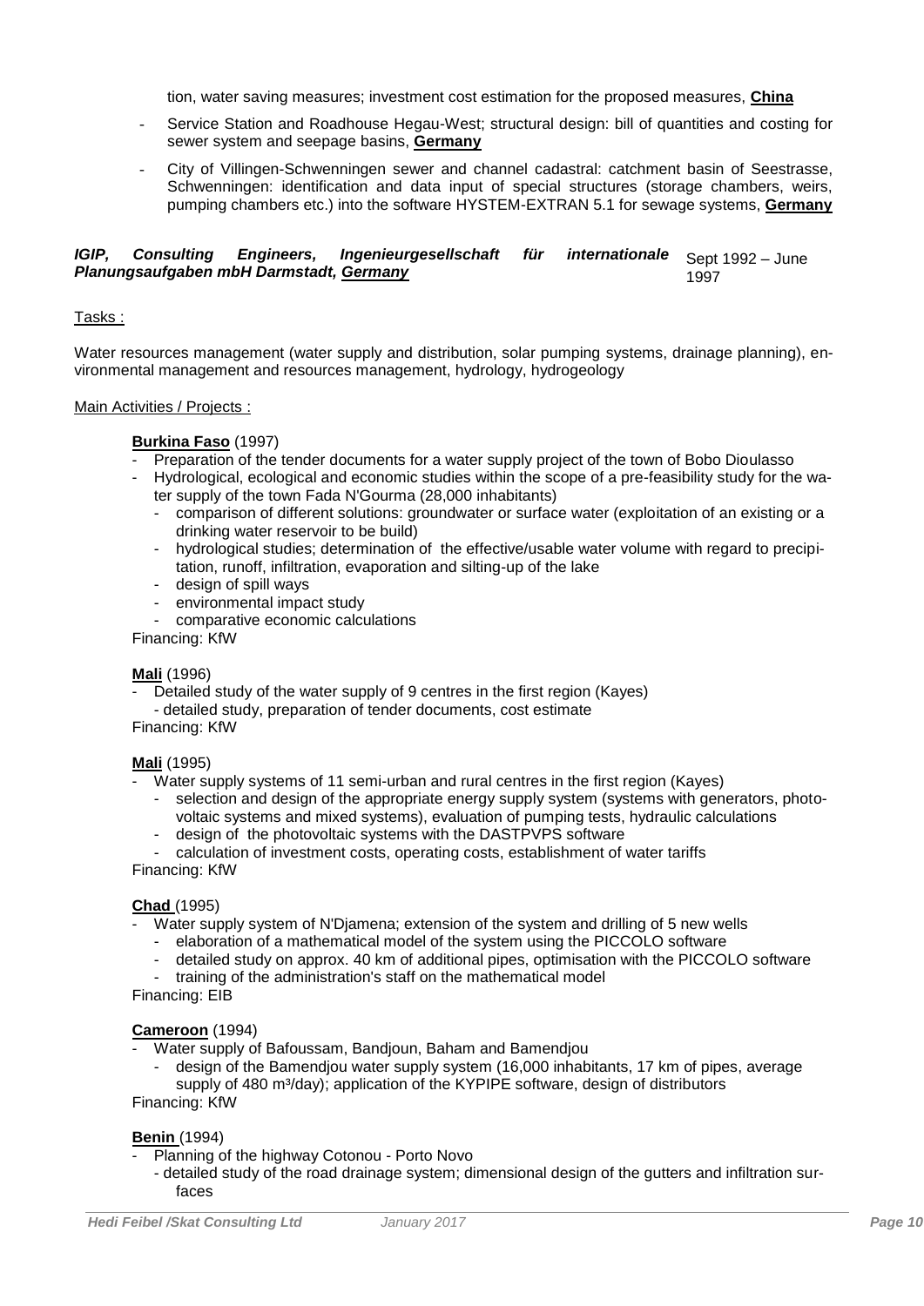tion, water saving measures; investment cost estimation for the proposed measures, **China**

- Service Station and Roadhouse Hegau-West; structural design: bill of quantities and costing for sewer system and seepage basins, **Germany**
- City of Villingen-Schwenningen sewer and channel cadastral: catchment basin of Seestrasse, Schwenningen: identification and data input of special structures (storage chambers, weirs, pumping chambers etc.) into the software HYSTEM-EXTRAN 5.1 for sewage systems, **Germany**

***IGIP, Consulting Engineers, Ingenieurgesellschaft für internationale Planungsaufgaben mbH Darmstadt, Germany*** Sept 1992 – June 1997

Tasks :

Water resources management (water supply and distribution, solar pumping systems, drainage planning), environmental management and resources management, hydrology, hydrogeology

Main Activities / Projects :

**Burkina Faso** (1997)

- Preparation of the tender documents for a water supply project of the town of Bobo Dioulasso
- Hydrological, ecological and economic studies within the scope of a pre-feasibility study for the water supply of the town Fada N'Gourma (28,000 inhabitants)
  - comparison of different solutions: groundwater or surface water (exploitation of an existing or a drinking water reservoir to be build)
  - hydrological studies; determination of the effective/usable water volume with regard to precipitation, runoff, infiltration, evaporation and silting-up of the lake
  - design of spill ways
  - environmental impact study
  - comparative economic calculations

Financing: KfW

**Mali** (1996)

- Detailed study of the water supply of 9 centres in the first region (Kayes)
  - detailed study, preparation of tender documents, cost estimate

Financing: KfW

**Mali** (1995)

- Water supply systems of 11 semi-urban and rural centres in the first region (Kayes)
  - selection and design of the appropriate energy supply system (systems with generators, photovoltaic systems and mixed systems), evaluation of pumping tests, hydraulic calculations
  - design of the photovoltaic systems with the DASTPVPS software
  - calculation of investment costs, operating costs, establishment of water tariffs

Financing: KfW

**Chad** (1995)

- Water supply system of N'Djamena; extension of the system and drilling of 5 new wells
  - elaboration of a mathematical model of the system using the PICCOLO software
  - detailed study on approx. 40 km of additional pipes, optimisation with the PICCOLO software
  - training of the administration's staff on the mathematical model

Financing: EIB

**Cameroon** (1994)

- Water supply of Bafoussam, Bandjoun, Baham and Bamendjou
  - design of the Bamendjou water supply system (16,000 inhabitants, 17 km of pipes, average supply of 480 m³/day); application of the KYPIPE software, design of distributors

Financing: KfW

**Benin** (1994)

- Planning of the highway Cotonou - Porto Novo
  - detailed study of the road drainage system; dimensional design of the gutters and infiltration surfaces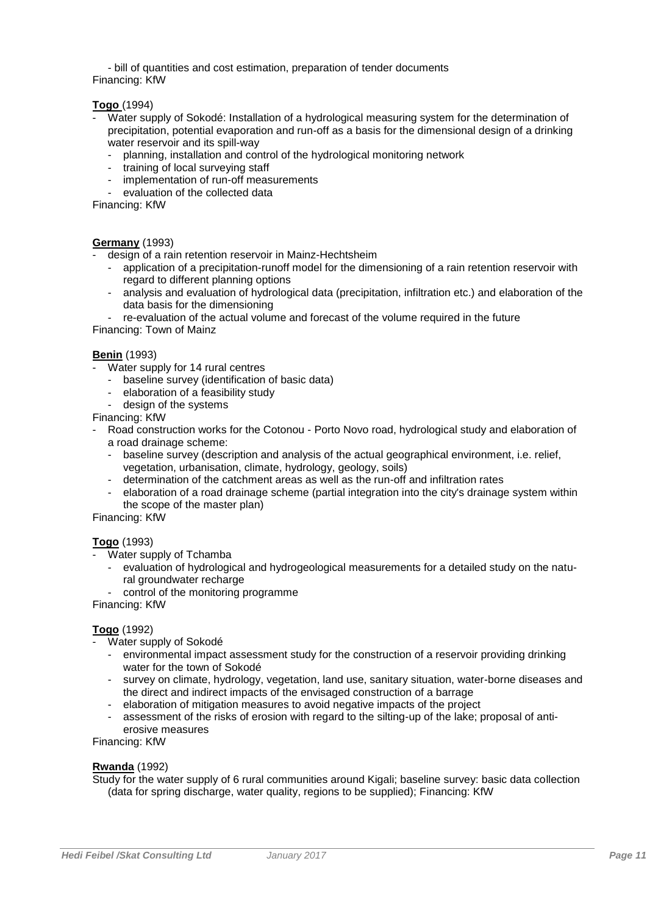- bill of quantities and cost estimation, preparation of tender documents

Financing: KfW

**Togo** (1994)

- Water supply of Sokodé: Installation of a hydrological measuring system for the determination of precipitation, potential evaporation and run-off as a basis for the dimensional design of a drinking water reservoir and its spill-way
  - planning, installation and control of the hydrological monitoring network
  - training of local surveying staff
  - implementation of run-off measurements
  - evaluation of the collected data

Financing: KfW

**Germany** (1993)

- design of a rain retention reservoir in Mainz-Hechtsheim
  - application of a precipitation-runoff model for the dimensioning of a rain retention reservoir with regard to different planning options
  - analysis and evaluation of hydrological data (precipitation, infiltration etc.) and elaboration of the data basis for the dimensioning
  - re-evaluation of the actual volume and forecast of the volume required in the future

Financing: Town of Mainz

**Benin** (1993)

- Water supply for 14 rural centres
  - baseline survey (identification of basic data)
  - elaboration of a feasibility study
  - design of the systems

Financing: KfW

- Road construction works for the Cotonou - Porto Novo road, hydrological study and elaboration of a road drainage scheme:
  - baseline survey (description and analysis of the actual geographical environment, i.e. relief, vegetation, urbanisation, climate, hydrology, geology, soils)
  - determination of the catchment areas as well as the run-off and infiltration rates
  - elaboration of a road drainage scheme (partial integration into the city's drainage system within the scope of the master plan)

Financing: KfW

**Togo** (1993)

- Water supply of Tchamba
  - evaluation of hydrological and hydrogeological measurements for a detailed study on the natural groundwater recharge
  - control of the monitoring programme

Financing: KfW

**Togo** (1992)

- Water supply of Sokodé
  - environmental impact assessment study for the construction of a reservoir providing drinking water for the town of Sokodé
  - survey on climate, hydrology, vegetation, land use, sanitary situation, water-borne diseases and the direct and indirect impacts of the envisaged construction of a barrage
  - elaboration of mitigation measures to avoid negative impacts of the project
  - assessment of the risks of erosion with regard to the silting-up of the lake; proposal of anti-erosive measures

Financing: KfW

**Rwanda** (1992)

Study for the water supply of 6 rural communities around Kigali; baseline survey: basic data collection (data for spring discharge, water quality, regions to be supplied); Financing: KfW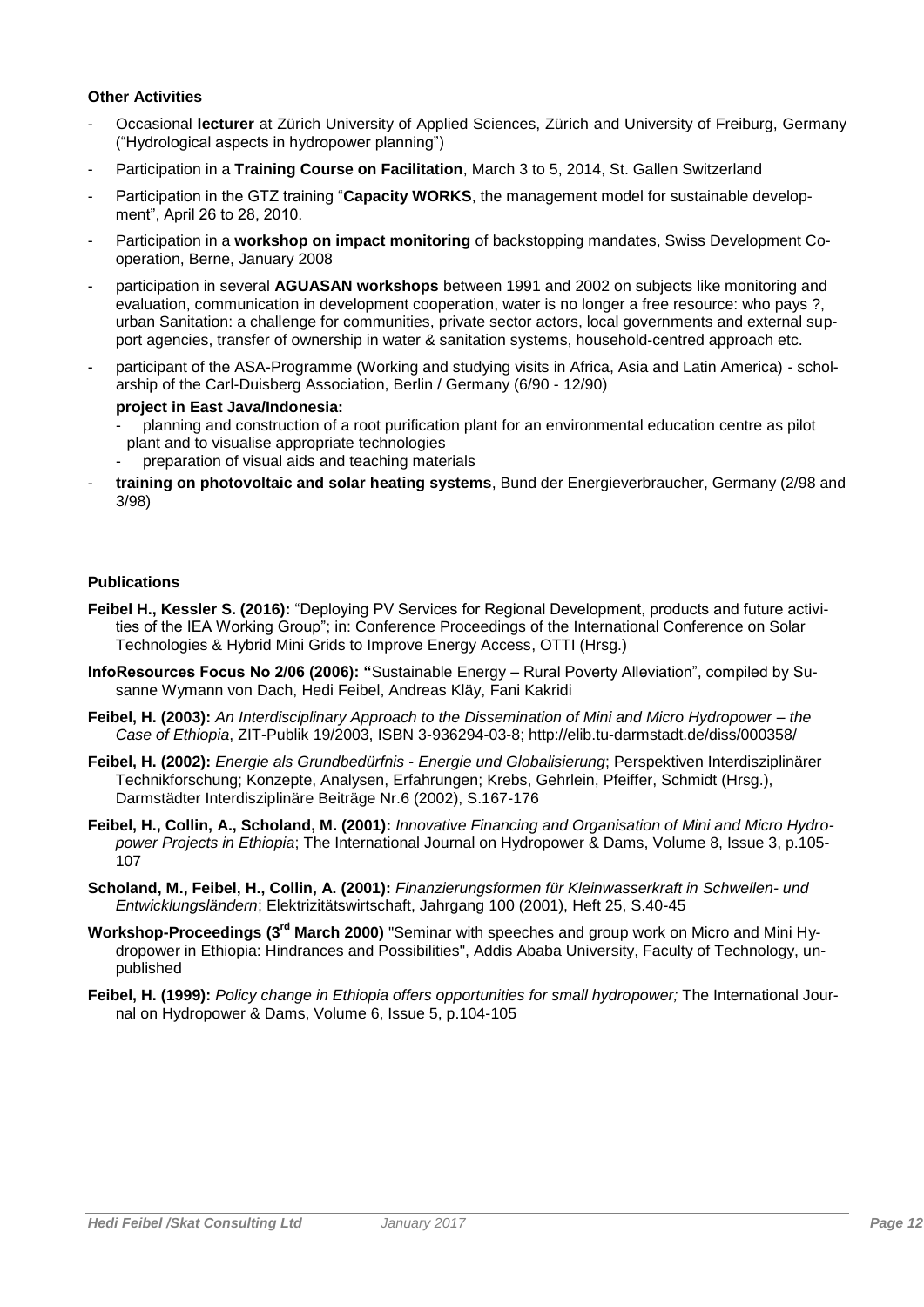**Other Activities**

- Occasional **lecturer** at Zürich University of Applied Sciences, Zürich and University of Freiburg, Germany ("Hydrological aspects in hydropower planning")
- Participation in a **Training Course on Facilitation**, March 3 to 5, 2014, St. Gallen Switzerland
- Participation in the GTZ training "**Capacity WORKS**, the management model for sustainable development", April 26 to 28, 2010.
- Participation in a **workshop on impact monitoring** of backstopping mandates, Swiss Development Cooperation, Berne, January 2008
- participation in several **AGUASAN workshops** between 1991 and 2002 on subjects like monitoring and evaluation, communication in development cooperation, water is no longer a free resource: who pays ?, urban Sanitation: a challenge for communities, private sector actors, local governments and external support agencies, transfer of ownership in water & sanitation systems, household-centred approach etc.
- participant of the ASA-Programme (Working and studying visits in Africa, Asia and Latin America) - scholarship of the Carl-Duisberg Association, Berlin / Germany (6/90 - 12/90)

  **project in East Java/Indonesia:**
  - planning and construction of a root purification plant for an environmental education centre as pilot plant and to visualise appropriate technologies
  - preparation of visual aids and teaching materials
- **training on photovoltaic and solar heating systems**, Bund der Energieverbraucher, Germany (2/98 and 3/98)

**Publications**

**Feibel H., Kessler S. (2016):** "Deploying PV Services for Regional Development, products and future activities of the IEA Working Group"; in: Conference Proceedings of the International Conference on Solar Technologies & Hybrid Mini Grids to Improve Energy Access, OTTI (Hrsg.)

**InfoResources Focus No 2/06 (2006): "**Sustainable Energy – Rural Poverty Alleviation", compiled by Susanne Wymann von Dach, Hedi Feibel, Andreas Kläy, Fani Kakridi

**Feibel, H. (2003):** *An Interdisciplinary Approach to the Dissemination of Mini and Micro Hydropower – the Case of Ethiopia*, ZIT-Publik 19/2003, ISBN 3-936294-03-8; http://elib.tu-darmstadt.de/diss/000358/

**Feibel, H. (2002):** *Energie als Grundbedürfnis - Energie und Globalisierung*; Perspektiven Interdisziplinärer Technikforschung; Konzepte, Analysen, Erfahrungen; Krebs, Gehrlein, Pfeiffer, Schmidt (Hrsg.), Darmstädter Interdisziplinäre Beiträge Nr.6 (2002), S.167-176

**Feibel, H., Collin, A., Scholand, M. (2001):** *Innovative Financing and Organisation of Mini and Micro Hydropower Projects in Ethiopia*; The International Journal on Hydropower & Dams, Volume 8, Issue 3, p.105-107

**Scholand, M., Feibel, H., Collin, A. (2001):** *Finanzierungsformen für Kleinwasserkraft in Schwellen- und Entwicklungsländern*; Elektrizitätswirtschaft, Jahrgang 100 (2001), Heft 25, S.40-45

**Workshop-Proceedings (3rd March 2000)** "Seminar with speeches and group work on Micro and Mini Hydropower in Ethiopia: Hindrances and Possibilities", Addis Ababa University, Faculty of Technology, unpublished

**Feibel, H. (1999):** *Policy change in Ethiopia offers opportunities for small hydropower;* The International Journal on Hydropower & Dams, Volume 6, Issue 5, p.104-105